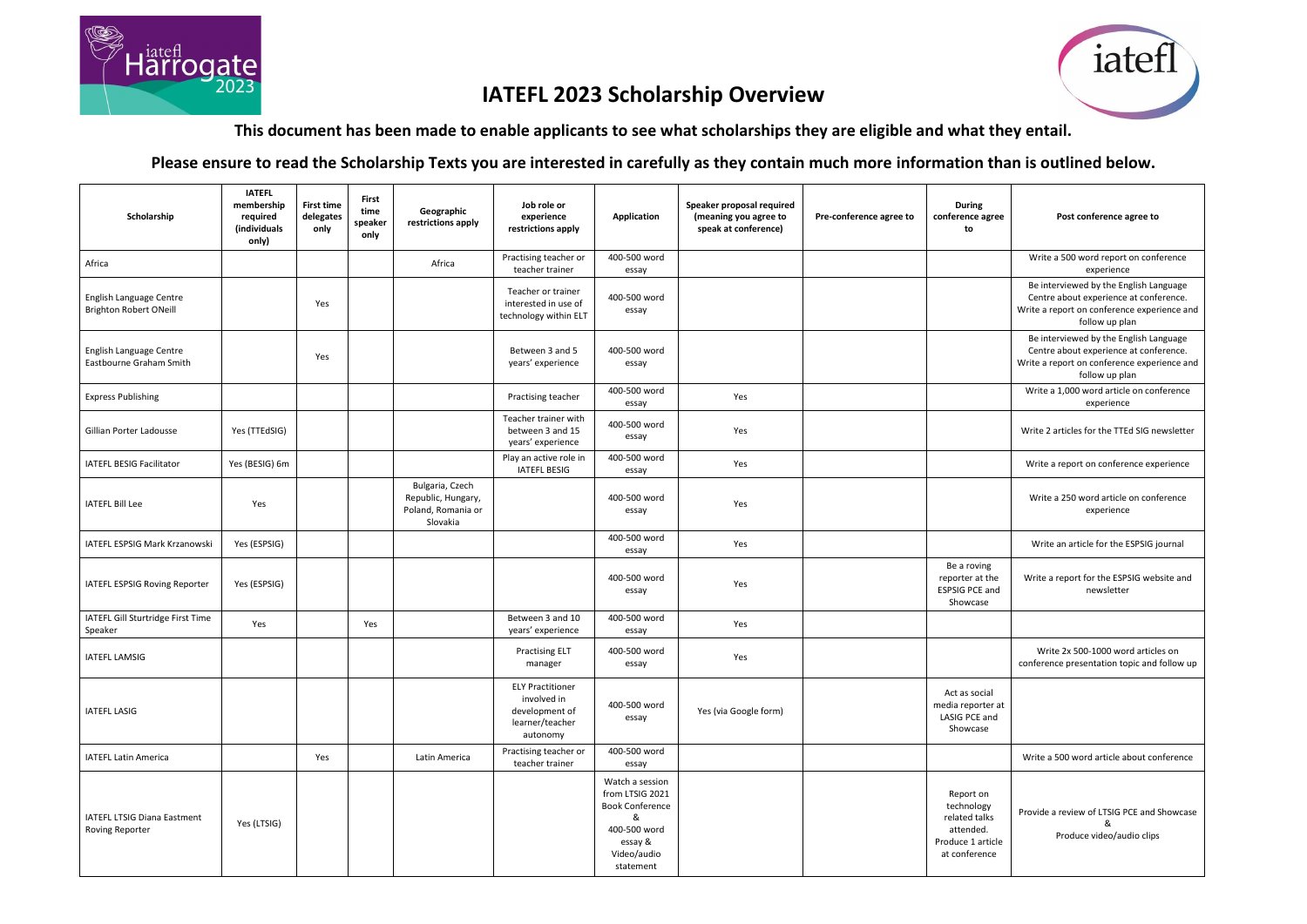# IATEFL 2023 Scholarship Overview

**This document has been made to enable applicants to see what scholarships they are eligible and what they entail.**

**Please ensure to read the Scholarship Texts you are interested in carefully as they contain much more information than is outlined below.**

| Scholarship | IATEFL membership required (individuals only) | First time delegates only | First time speaker only | Geographic restrictions apply | Job role or experience restrictions apply | Application | Speaker proposal required (meaning you agree to speak at conference) | Pre-conference agree to | During conference agree to | Post conference agree to |
|---|---|---|---|---|---|---|---|---|---|---|
| Africa | | | | Africa | Practising teacher or teacher trainer | 400-500 word essay | | | | Write a 500 word report on conference experience |
| English Language Centre Brighton Robert ONeill | | Yes | | | Teacher or trainer interested in use of technology within ELT | 400-500 word essay | | | | Be interviewed by the English Language Centre about experience at conference. Write a report on conference experience and follow up plan |
| English Language Centre Eastbourne Graham Smith | | Yes | | | Between 3 and 5 years' experience | 400-500 word essay | | | | Be interviewed by the English Language Centre about experience at conference. Write a report on conference experience and follow up plan |
| Express Publishing | | | | | Practising teacher | 400-500 word essay | Yes | | | Write a 1,000 word article on conference experience |
| Gillian Porter Ladousse | Yes (TTEdSIG) | | | | Teacher trainer with between 3 and 15 years' experience | 400-500 word essay | Yes | | | Write 2 articles for the TTEd SIG newsletter |
| IATEFL BESIG Facilitator | Yes (BESIG) 6m | | | | Play an active role in IATEFL BESIG | 400-500 word essay | Yes | | | Write a report on conference experience |
| IATEFL Bill Lee | Yes | | | Bulgaria, Czech Republic, Hungary, Poland, Romania or Slovakia | | 400-500 word essay | Yes | | | Write a 250 word article on conference experience |
| IATEFL ESPSIG Mark Krzanowski | Yes (ESPSIG) | | | | | 400-500 word essay | Yes | | | Write an article for the ESPSIG journal |
| IATEFL ESPSIG Roving Reporter | Yes (ESPSIG) | | | | | 400-500 word essay | Yes | | Be a roving reporter at the ESPSIG PCE and Showcase | Write a report for the ESPSIG website and newsletter |
| IATEFL Gill Sturtridge First Time Speaker | Yes | | Yes | | Between 3 and 10 years' experience | 400-500 word essay | Yes | | | |
| IATEFL LAMSIG | | | | | Practising ELT manager | 400-500 word essay | Yes | | | Write 2x 500-1000 word articles on conference presentation topic and follow up |
| IATEFL LASIG | | | | | ELY Practitioner involved in development of learner/teacher autonomy | 400-500 word essay | Yes (via Google form) | | Act as social media reporter at LASIG PCE and Showcase | |
| IATEFL Latin America | | Yes | | Latin America | Practising teacher or teacher trainer | 400-500 word essay | | | | Write a 500 word article about conference |
| IATEFL LTSIG Diana Eastment Roving Reporter | Yes (LTSIG) | | | | | Watch a session from LTSIG 2021 Book Conference & 400-500 word essay & Video/audio statement | | | Report on technology related talks attended. Produce 1 article at conference | Provide a review of LTSIG PCE and Showcase & Produce video/audio clips |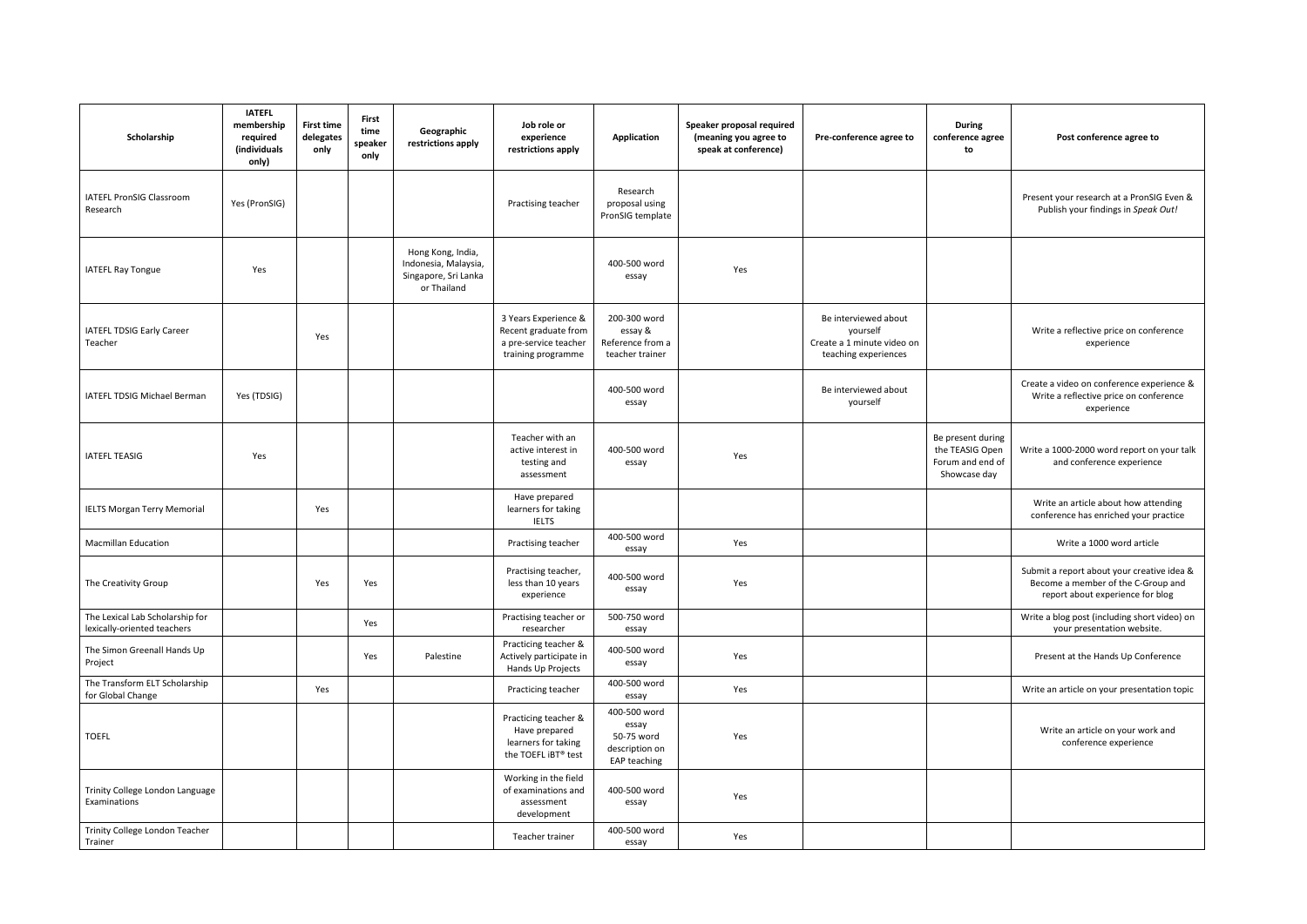| Scholarship | IATEFL membership required (individuals only) | First time delegates only | First time speaker only | Geographic restrictions apply | Job role or experience restrictions apply | Application | Speaker proposal required (meaning you agree to speak at conference) | Pre-conference agree to | During conference agree to | Post conference agree to |
|---|---|---|---|---|---|---|---|---|---|---|
| IATEFL PronSIG Classroom Research | Yes (PronSIG) | | | | Practising teacher | Research proposal using PronSIG template | | | | Present your research at a PronSIG Even & Publish your findings in *Speak Out!* |
| IATEFL Ray Tongue | Yes | | | Hong Kong, India, Indonesia, Malaysia, Singapore, Sri Lanka or Thailand | | 400-500 word essay | Yes | | | |
| IATEFL TDSIG Early Career Teacher | | Yes | | | 3 Years Experience & Recent graduate from a pre-service teacher training programme | 200-300 word essay & Reference from a teacher trainer | | Be interviewed about yourself Create a 1 minute video on teaching experiences | | Write a reflective price on conference experience |
| IATEFL TDSIG Michael Berman | Yes (TDSIG) | | | | | 400-500 word essay | | Be interviewed about yourself | | Create a video on conference experience & Write a reflective price on conference experience |
| IATEFL TEASIG | Yes | | | | Teacher with an active interest in testing and assessment | 400-500 word essay | Yes | | Be present during the TEASIG Open Forum and end of Showcase day | Write a 1000-2000 word report on your talk and conference experience |
| IELTS Morgan Terry Memorial | | Yes | | | Have prepared learners for taking IELTS | | | | | Write an article about how attending conference has enriched your practice |
| Macmillan Education | | | | | Practising teacher | 400-500 word essay | Yes | | | Write a 1000 word article |
| The Creativity Group | | Yes | Yes | | Practising teacher, less than 10 years experience | 400-500 word essay | Yes | | | Submit a report about your creative idea & Become a member of the C-Group and report about experience for blog |
| The Lexical Lab Scholarship for lexically-oriented teachers | | | Yes | | Practising teacher or researcher | 500-750 word essay | | | | Write a blog post (including short video) on your presentation website. |
| The Simon Greenall Hands Up Project | | | Yes | Palestine | Practicing teacher & Actively participate in Hands Up Projects | 400-500 word essay | Yes | | | Present at the Hands Up Conference |
| The Transform ELT Scholarship for Global Change | | Yes | | | Practicing teacher | 400-500 word essay | Yes | | | Write an article on your presentation topic |
| TOEFL | | | | | Practicing teacher & Have prepared learners for taking the TOEFL iBT® test | 400-500 word essay 50-75 word description on EAP teaching | Yes | | | Write an article on your work and conference experience |
| Trinity College London Language Examinations | | | | | Working in the field of examinations and assessment development | 400-500 word essay | Yes | | | |
| Trinity College London Teacher Trainer | | | | | Teacher trainer | 400-500 word essay | Yes | | | |